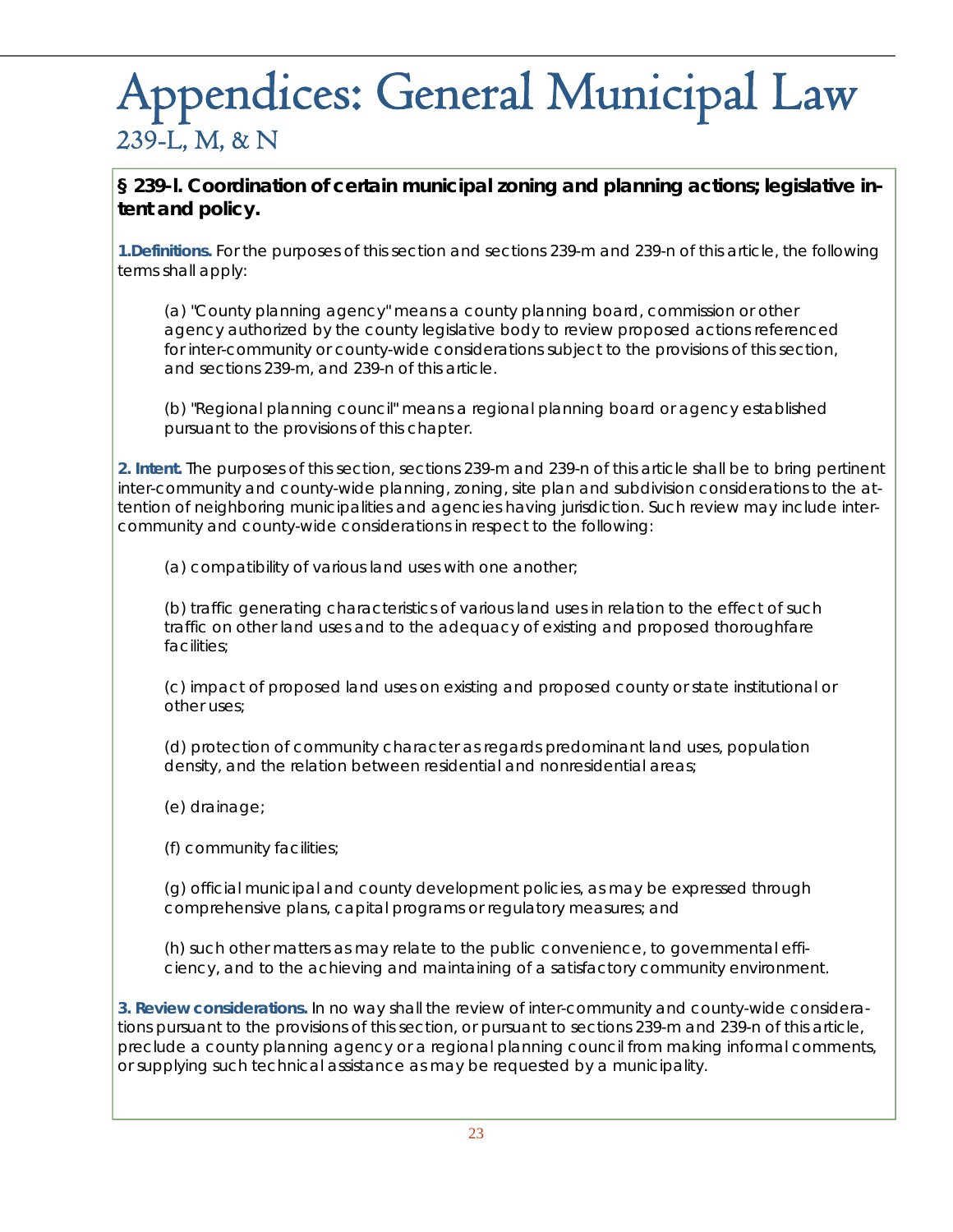# Appendices: General Municipal Law

## 239-L, M, & N

### § 239-l. Coordination of certain municipal zoning and planning actions; legislative intent and policy.

**1.Definitions.** For the purposes of this section and sections 239-m and 239-n of this article, the following terms shall apply:

(a) "County planning agency" means a county planning board, commission or other agency authorized by the county legislative body to review proposed actions referenced for inter-community or county-wide considerations subject to the provisions of this section, and sections 239-m, and 239-n of this article.

(b) "Regional planning council" means a regional planning board or agency established pursuant to the provisions of this chapter.

**2. Intent.** The purposes of this section, sections 239-m and 239-n of this article shall be to bring pertinent inter-community and county-wide planning, zoning, site plan and subdivision considerations to the attention of neighboring municipalities and agencies having jurisdiction. Such review may include inter-community and county-wide considerations in respect to the following:

(a) compatibility of various land uses with one another;

(b) traffic generating characteristics of various land uses in relation to the effect of such traffic on other land uses and to the adequacy of existing and proposed thoroughfare facilities;

(c) impact of proposed land uses on existing and proposed county or state institutional or other uses;

(d) protection of community character as regards predominant land uses, population density, and the relation between residential and nonresidential areas;

(e) drainage;

(f) community facilities;

(g) official municipal and county development policies, as may be expressed through comprehensive plans, capital programs or regulatory measures; and

(h) such other matters as may relate to the public convenience, to governmental efficiency, and to the achieving and maintaining of a satisfactory community environment.

**3. Review considerations.** In no way shall the review of inter-community and county-wide considerations pursuant to the provisions of this section, or pursuant to sections 239-m and 239-n of this article, preclude a county planning agency or a regional planning council from making informal comments, or supplying such technical assistance as may be requested by a municipality.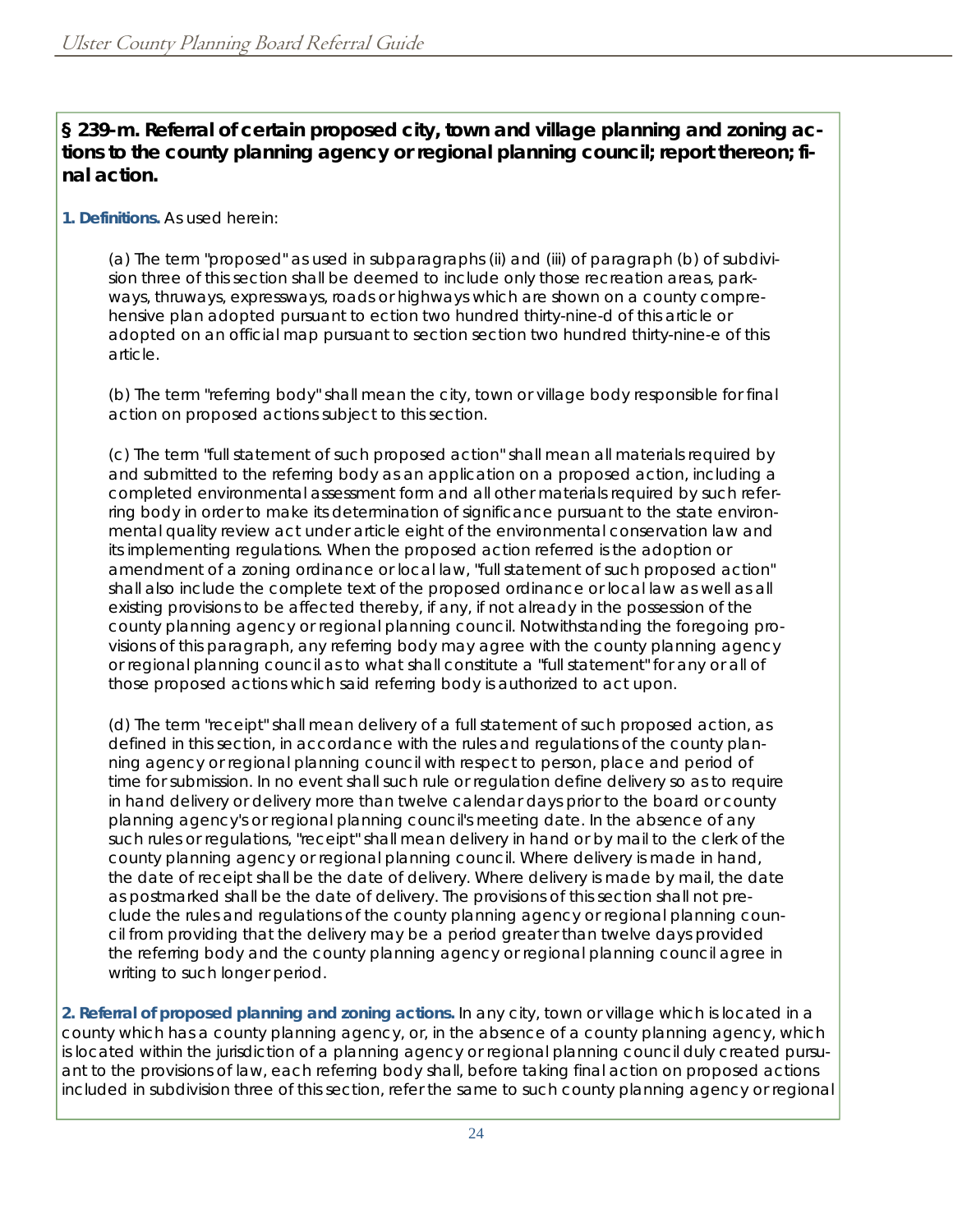**§ 239-m. Referral of certain proposed city, town and village planning and zoning actions to the county planning agency or regional planning council; report thereon; final action.**

**1. Definitions.** As used herein:

(a) The term "proposed" as used in subparagraphs (ii) and (iii) of paragraph (b) of subdivision three of this section shall be deemed to include only those recreation areas, parkways, thruways, expressways, roads or highways which are shown on a county comprehensive plan adopted pursuant to ection two hundred thirty-nine-d of this article or adopted on an official map pursuant to section section two hundred thirty-nine-e of this article.

(b) The term "referring body" shall mean the city, town or village body responsible for final action on proposed actions subject to this section.

(c) The term "full statement of such proposed action" shall mean all materials required by and submitted to the referring body as an application on a proposed action, including a completed environmental assessment form and all other materials required by such referring body in order to make its determination of significance pursuant to the state environmental quality review act under article eight of the environmental conservation law and its implementing regulations. When the proposed action referred is the adoption or amendment of a zoning ordinance or local law, "full statement of such proposed action" shall also include the complete text of the proposed ordinance or local law as well as all existing provisions to be affected thereby, if any, if not already in the possession of the county planning agency or regional planning council. Notwithstanding the foregoing provisions of this paragraph, any referring body may agree with the county planning agency or regional planning council as to what shall constitute a "full statement" for any or all of those proposed actions which said referring body is authorized to act upon.

(d) The term "receipt" shall mean delivery of a full statement of such proposed action, as defined in this section, in accordance with the rules and regulations of the county planning agency or regional planning council with respect to person, place and period of time for submission. In no event shall such rule or regulation define delivery so as to require in hand delivery or delivery more than twelve calendar days prior to the board or county planning agency's or regional planning council's meeting date. In the absence of any such rules or regulations, "receipt" shall mean delivery in hand or by mail to the clerk of the county planning agency or regional planning council. Where delivery is made in hand, the date of receipt shall be the date of delivery. Where delivery is made by mail, the date as postmarked shall be the date of delivery. The provisions of this section shall not preclude the rules and regulations of the county planning agency or regional planning council from providing that the delivery may be a period greater than twelve days provided the referring body and the county planning agency or regional planning council agree in writing to such longer period.

**2. Referral of proposed planning and zoning actions.** In any city, town or village which is located in a county which has a county planning agency, or, in the absence of a county planning agency, which is located within the jurisdiction of a planning agency or regional planning council duly created pursuant to the provisions of law, each referring body shall, before taking final action on proposed actions included in subdivision three of this section, refer the same to such county planning agency or regional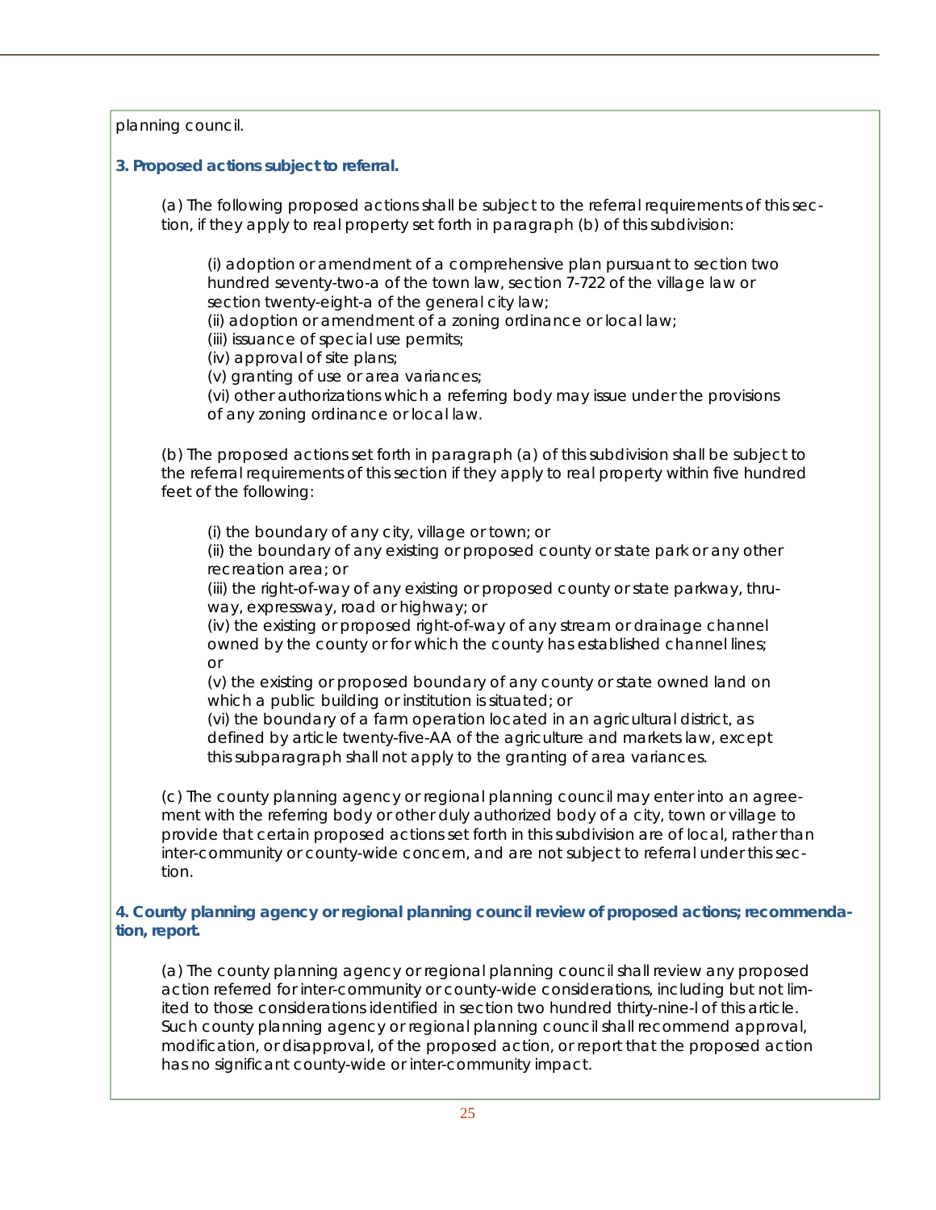planning council.

**3. Proposed actions subject to referral.**

(a) The following proposed actions shall be subject to the referral requirements of this section, if they apply to real property set forth in paragraph (b) of this subdivision:

(i) adoption or amendment of a comprehensive plan pursuant to section two hundred seventy-two-a of the town law, section 7-722 of the village law or section twenty-eight-a of the general city law;
(ii) adoption or amendment of a zoning ordinance or local law;
(iii) issuance of special use permits;
(iv) approval of site plans;
(v) granting of use or area variances;
(vi) other authorizations which a referring body may issue under the provisions of any zoning ordinance or local law.

(b) The proposed actions set forth in paragraph (a) of this subdivision shall be subject to the referral requirements of this section if they apply to real property within five hundred feet of the following:

(i) the boundary of any city, village or town; or
(ii) the boundary of any existing or proposed county or state park or any other recreation area; or
(iii) the right-of-way of any existing or proposed county or state parkway, thruway, expressway, road or highway; or
(iv) the existing or proposed right-of-way of any stream or drainage channel owned by the county or for which the county has established channel lines; or
(v) the existing or proposed boundary of any county or state owned land on which a public building or institution is situated; or
(vi) the boundary of a farm operation located in an agricultural district, as defined by article twenty-five-AA of the agriculture and markets law, except this subparagraph shall not apply to the granting of area variances.

(c) The county planning agency or regional planning council may enter into an agreement with the referring body or other duly authorized body of a city, town or village to provide that certain proposed actions set forth in this subdivision are of local, rather than inter-community or county-wide concern, and are not subject to referral under this section.

**4. County planning agency or regional planning council review of proposed actions; recommendation, report.**

(a) The county planning agency or regional planning council shall review any proposed action referred for inter-community or county-wide considerations, including but not limited to those considerations identified in section two hundred thirty-nine-l of this article. Such county planning agency or regional planning council shall recommend approval, modification, or disapproval, of the proposed action, or report that the proposed action has no significant county-wide or inter-community impact.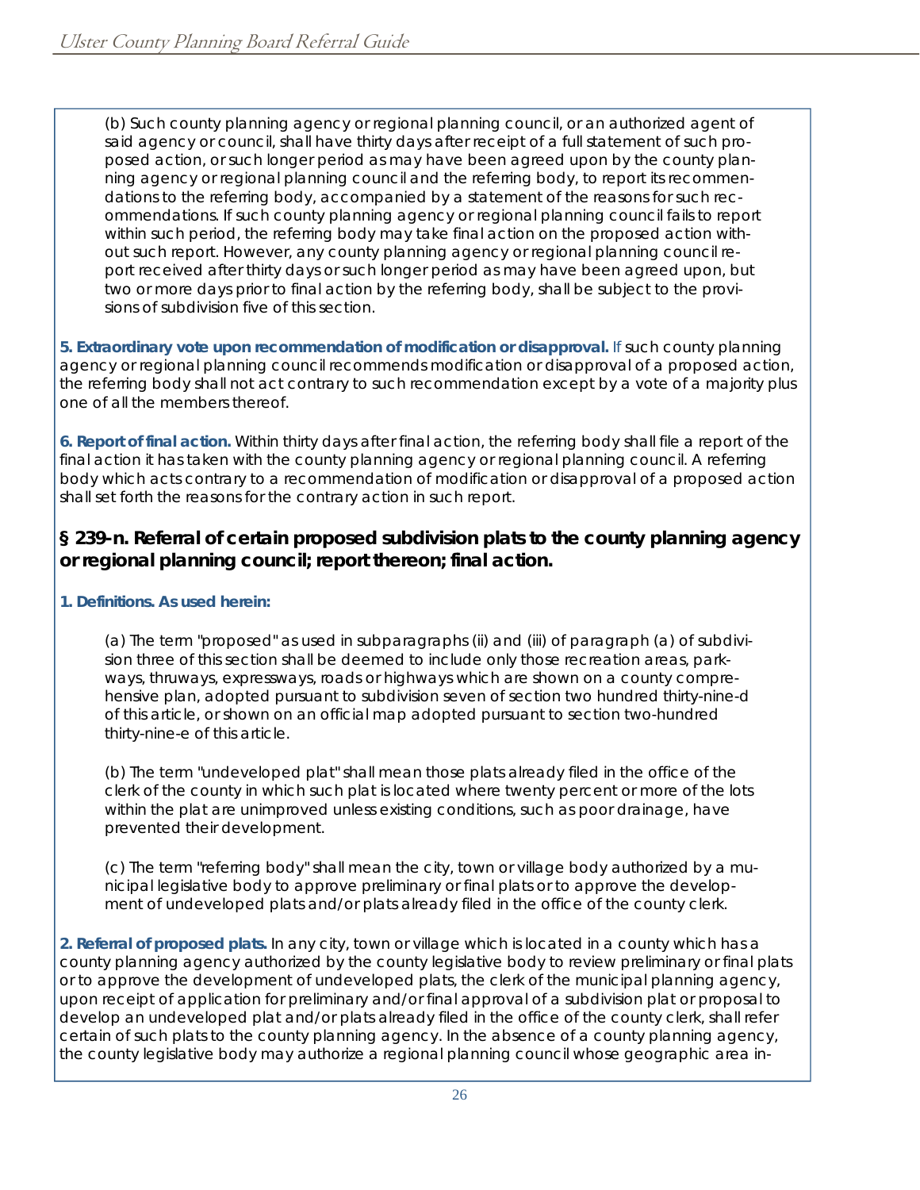(b) Such county planning agency or regional planning council, or an authorized agent of said agency or council, shall have thirty days after receipt of a full statement of such proposed action, or such longer period as may have been agreed upon by the county planning agency or regional planning council and the referring body, to report its recommendations to the referring body, accompanied by a statement of the reasons for such recommendations. If such county planning agency or regional planning council fails to report within such period, the referring body may take final action on the proposed action without such report. However, any county planning agency or regional planning council report received after thirty days or such longer period as may have been agreed upon, but two or more days prior to final action by the referring body, shall be subject to the provisions of subdivision five of this section.

**5. Extraordinary vote upon recommendation of modification or disapproval.** If such county planning agency or regional planning council recommends modification or disapproval of a proposed action, the referring body shall not act contrary to such recommendation except by a vote of a majority plus one of all the members thereof.

**6. Report of final action.** Within thirty days after final action, the referring body shall file a report of the final action it has taken with the county planning agency or regional planning council. A referring body which acts contrary to a recommendation of modification or disapproval of a proposed action shall set forth the reasons for the contrary action in such report.

## § 239-n. Referral of certain proposed subdivision plats to the county planning agency or regional planning council; report thereon; final action.

**1. Definitions. As used herein:**

(a) The term "proposed" as used in subparagraphs (ii) and (iii) of paragraph (a) of subdivision three of this section shall be deemed to include only those recreation areas, parkways, thruways, expressways, roads or highways which are shown on a county comprehensive plan, adopted pursuant to subdivision seven of section two hundred thirty-nine-d of this article, or shown on an official map adopted pursuant to section two-hundred thirty-nine-e of this article.

(b) The term "undeveloped plat" shall mean those plats already filed in the office of the clerk of the county in which such plat is located where twenty percent or more of the lots within the plat are unimproved unless existing conditions, such as poor drainage, have prevented their development.

(c) The term "referring body" shall mean the city, town or village body authorized by a municipal legislative body to approve preliminary or final plats or to approve the development of undeveloped plats and/or plats already filed in the office of the county clerk.

**2. Referral of proposed plats.** In any city, town or village which is located in a county which has a county planning agency authorized by the county legislative body to review preliminary or final plats or to approve the development of undeveloped plats, the clerk of the municipal planning agency, upon receipt of application for preliminary and/or final approval of a subdivision plat or proposal to develop an undeveloped plat and/or plats already filed in the office of the county clerk, shall refer certain of such plats to the county planning agency. In the absence of a county planning agency, the county legislative body may authorize a regional planning council whose geographic area in-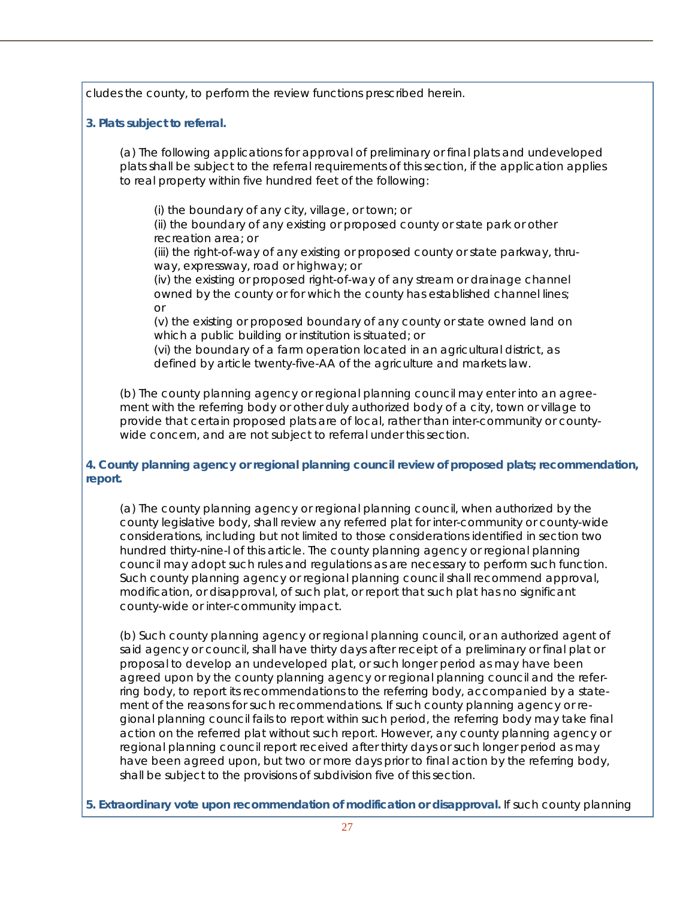cludes the county, to perform the review functions prescribed herein.

**3. Plats subject to referral.**

(a) The following applications for approval of preliminary or final plats and undeveloped plats shall be subject to the referral requirements of this section, if the application applies to real property within five hundred feet of the following:

(i) the boundary of any city, village, or town; or
(ii) the boundary of any existing or proposed county or state park or other recreation area; or
(iii) the right-of-way of any existing or proposed county or state parkway, thruway, expressway, road or highway; or
(iv) the existing or proposed right-of-way of any stream or drainage channel owned by the county or for which the county has established channel lines; or
(v) the existing or proposed boundary of any county or state owned land on which a public building or institution is situated; or
(vi) the boundary of a farm operation located in an agricultural district, as defined by article twenty-five-AA of the agriculture and markets law.

(b) The county planning agency or regional planning council may enter into an agreement with the referring body or other duly authorized body of a city, town or village to provide that certain proposed plats are of local, rather than inter-community or county-wide concern, and are not subject to referral under this section.

**4. County planning agency or regional planning council review of proposed plats; recommendation, report.**

(a) The county planning agency or regional planning council, when authorized by the county legislative body, shall review any referred plat for inter-community or county-wide considerations, including but not limited to those considerations identified in section two hundred thirty-nine-l of this article. The county planning agency or regional planning council may adopt such rules and regulations as are necessary to perform such function. Such county planning agency or regional planning council shall recommend approval, modification, or disapproval, of such plat, or report that such plat has no significant county-wide or inter-community impact.

(b) Such county planning agency or regional planning council, or an authorized agent of said agency or council, shall have thirty days after receipt of a preliminary or final plat or proposal to develop an undeveloped plat, or such longer period as may have been agreed upon by the county planning agency or regional planning council and the referring body, to report its recommendations to the referring body, accompanied by a statement of the reasons for such recommendations. If such county planning agency or regional planning council fails to report within such period, the referring body may take final action on the referred plat without such report. However, any county planning agency or regional planning council report received after thirty days or such longer period as may have been agreed upon, but two or more days prior to final action by the referring body, shall be subject to the provisions of subdivision five of this section.

**5. Extraordinary vote upon recommendation of modification or disapproval.** If such county planning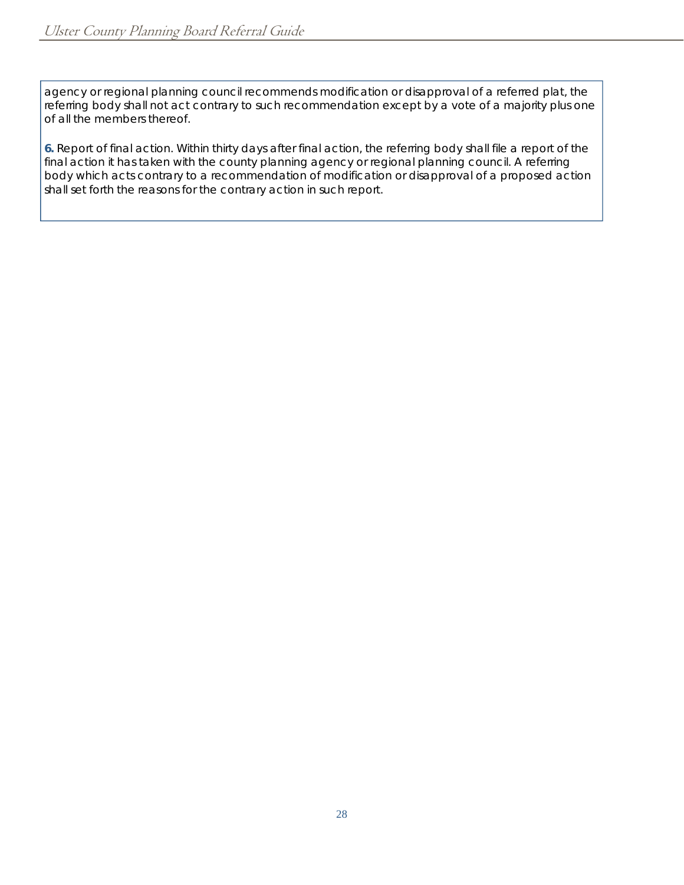agency or regional planning council recommends modification or disapproval of a referred plat, the referring body shall not act contrary to such recommendation except by a vote of a majority plus one of all the members thereof.

**6.** Report of final action. Within thirty days after final action, the referring body shall file a report of the final action it has taken with the county planning agency or regional planning council. A referring body which acts contrary to a recommendation of modification or disapproval of a proposed action shall set forth the reasons for the contrary action in such report.